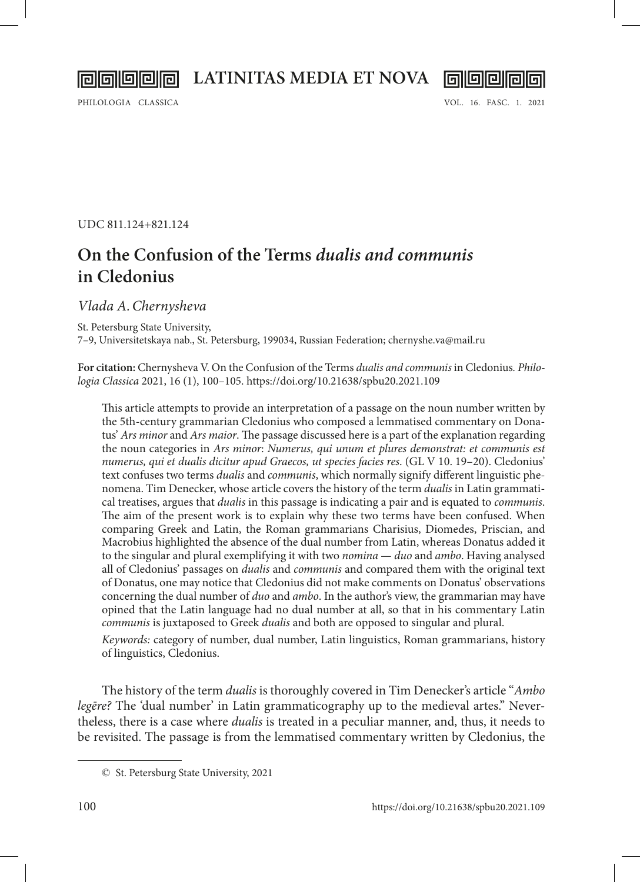UDC 811.124+821.124

# On the Confusion of the Terms *dualis and communis* in Cledonius

*Vlada A. Chernysheva*

St. Petersburg State University,
7–9, Universitetskaya nab., St. Petersburg, 199034, Russian Federation; chernyshe.va@mail.ru

**For citation:** Chernysheva V. On the Confusion of the Terms *dualis and communis* in Cledonius*. Philologia Classica* 2021, 16 (1), 100–105. https://doi.org/10.21638/spbu20.2021.109

This article attempts to provide an interpretation of a passage on the noun number written by the 5th-century grammarian Cledonius who composed a lemmatised commentary on Donatus' *Ars minor* and *Ars maior*. The passage discussed here is a part of the explanation regarding the noun categories in *Ars minor*: *Numerus, qui unum et plures demonstrat: et communis est numerus, qui et dualis dicitur apud Graecos, ut species facies res*. (GL V 10. 19–20). Cledonius' text confuses two terms *dualis* and *communis*, which normally signify different linguistic phenomena. Tim Denecker, whose article covers the history of the term *dualis* in Latin grammatical treatises, argues that *dualis* in this passage is indicating a pair and is equated to *communis*. The aim of the present work is to explain why these two terms have been confused. When comparing Greek and Latin, the Roman grammarians Charisius, Diomedes, Priscian, and Macrobius highlighted the absence of the dual number from Latin, whereas Donatus added it to the singular and plural exemplifying it with two *nomina* — *duo* and *ambo*. Having analysed all of Cledonius' passages on *dualis* and *communis* and compared them with the original text of Donatus, one may notice that Cledonius did not make comments on Donatus' observations concerning the dual number of *duo* and *ambo*. In the author's view, the grammarian may have opined that the Latin language had no dual number at all, so that in his commentary Latin *communis* is juxtaposed to Greek *dualis* and both are opposed to singular and plural.

*Keywords:* category of number, dual number, Latin linguistics, Roman grammarians, history of linguistics, Cledonius.

The history of the term *dualis* is thoroughly covered in Tim Denecker's article "*Ambo legēre?* The 'dual number' in Latin grammaticography up to the medieval artes." Nevertheless, there is a case where *dualis* is treated in a peculiar manner, and, thus, it needs to be revisited. The passage is from the lemmatised commentary written by Cledonius, the

© St. Petersburg State University, 2021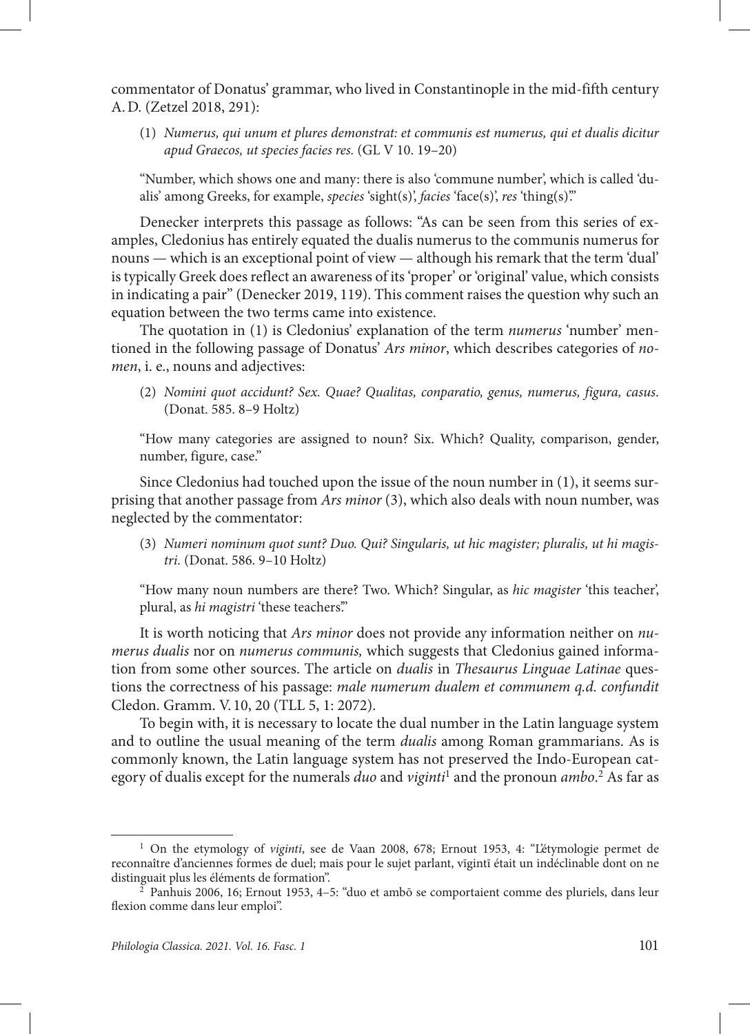commentator of Donatus' grammar, who lived in Constantinople in the mid-fifth century A. D. (Zetzel 2018, 291):

(1) *Numerus, qui unum et plures demonstrat: et communis est numerus, qui et dualis dicitur apud Graecos, ut species facies res.* (GL V 10. 19–20)

"Number, which shows one and many: there is also 'commune number', which is called 'dualis' among Greeks, for example, *species* 'sight(s)', *facies* 'face(s)', *res* 'thing(s)'."

Denecker interprets this passage as follows: "As can be seen from this series of examples, Cledonius has entirely equated the dualis numerus to the communis numerus for nouns — which is an exceptional point of view — although his remark that the term 'dual' is typically Greek does reflect an awareness of its 'proper' or 'original' value, which consists in indicating a pair" (Denecker 2019, 119). This comment raises the question why such an equation between the two terms came into existence.

The quotation in (1) is Cledonius' explanation of the term *numerus* 'number' mentioned in the following passage of Donatus' *Ars minor*, which describes categories of *nomen*, i. e., nouns and adjectives:

(2) *Nomini quot accidunt? Sex. Quae? Qualitas, conparatio, genus, numerus, figura, casus.* (Donat. 585. 8–9 Holtz)

"How many categories are assigned to noun? Six. Which? Quality, comparison, gender, number, figure, case."

Since Cledonius had touched upon the issue of the noun number in (1), it seems surprising that another passage from *Ars minor* (3), which also deals with noun number, was neglected by the commentator:

(3) *Numeri nominum quot sunt? Duo. Qui? Singularis, ut hic magister; pluralis, ut hi magistri.* (Donat. 586. 9–10 Holtz)

"How many noun numbers are there? Two. Which? Singular, as *hic magister* 'this teacher', plural, as *hi magistri* 'these teachers'."

It is worth noticing that *Ars minor* does not provide any information neither on *numerus dualis* nor on *numerus communis,* which suggests that Cledonius gained information from some other sources. The article on *dualis* in *Thesaurus Linguae Latinae* questions the correctness of his passage: *male numerum dualem et communem q.d. confundit* Cledon. Gramm. V. 10, 20 (TLL 5, 1: 2072).

To begin with, it is necessary to locate the dual number in the Latin language system and to outline the usual meaning of the term *dualis* among Roman grammarians. As is commonly known, the Latin language system has not preserved the Indo-European category of dualis except for the numerals *duo* and *viginti*[1] and the pronoun *ambo*.[2] As far as

---

[1] On the etymology of *viginti*, see de Vaan 2008, 678; Ernout 1953, 4: "L'étymologie permet de reconnaître d'anciennes formes de duel; mais pour le sujet parlant, vīgintī était un indéclinable dont on ne distinguait plus les éléments de formation".

[2] Panhuis 2006, 16; Ernout 1953, 4–5: "duo et ambō se comportaient comme des pluriels, dans leur flexion comme dans leur emploi".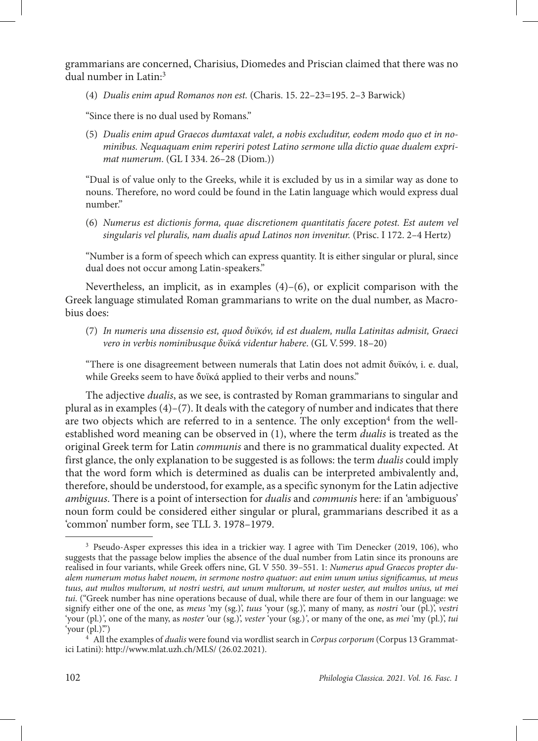grammarians are concerned, Charisius, Diomedes and Priscian claimed that there was no dual number in Latin:[3]

(4) *Dualis enim apud Romanos non est.* (Charis. 15. 22–23=195. 2–3 Barwick)

"Since there is no dual used by Romans."

(5) *Dualis enim apud Graecos dumtaxat valet, a nobis excluditur, eodem modo quo et in nominibus. Nequaquam enim reperiri potest Latino sermone ulla dictio quae dualem exprimat numerum*. (GL I 334. 26–28 (Diom.))

"Dual is of value only to the Greeks, while it is excluded by us in a similar way as done to nouns. Therefore, no word could be found in the Latin language which would express dual number."

(6) *Numerus est dictionis forma, quae discretionem quantitatis facere potest. Est autem vel singularis vel pluralis, nam dualis apud Latinos non invenitur.* (Prisc. I 172. 2–4 Hertz)

"Number is a form of speech which can express quantity. It is either singular or plural, since dual does not occur among Latin-speakers."

Nevertheless, an implicit, as in examples (4)–(6), or explicit comparison with the Greek language stimulated Roman grammarians to write on the dual number, as Macrobius does:

(7) *In numeris una dissensio est, quod δυϊκόν, id est dualem, nulla Latinitas admisit, Graeci vero in verbis nominibusque δυϊκά videntur habere*. (GL V. 599. 18–20)

"There is one disagreement between numerals that Latin does not admit δυϊκόν, i. e. dual, while Greeks seem to have δυϊκά applied to their verbs and nouns."

The adjective *dualis*, as we see, is contrasted by Roman grammarians to singular and plural as in examples (4)–(7). It deals with the category of number and indicates that there are two objects which are referred to in a sentence. The only exception[4] from the well-established word meaning can be observed in (1), where the term *dualis* is treated as the original Greek term for Latin *communis* and there is no grammatical duality expected. At first glance, the only explanation to be suggested is as follows: the term *dualis* could imply that the word form which is determined as dualis can be interpreted ambivalently and, therefore, should be understood, for example, as a specific synonym for the Latin adjective *ambiguus*. There is a point of intersection for *dualis* and *communis* here: if an 'ambiguous' noun form could be considered either singular or plural, grammarians described it as a 'common' number form, see TLL 3. 1978–1979.

---

[3] Pseudo-Asper expresses this idea in a trickier way. I agree with Tim Denecker (2019, 106), who suggests that the passage below implies the absence of the dual number from Latin since its pronouns are realised in four variants, while Greek offers nine, GL V 550. 39–551. 1: *Numerus apud Graecos propter dualem numerum motus habet nouem, in sermone nostro quatuor: aut enim unum unius significamus, ut meus tuus, aut multos multorum, ut nostri uestri, aut unum multorum, ut noster uester, aut multos unius, ut mei tui.* ("Greek number has nine operations because of dual, while there are four of them in our language: we signify either one of the one, as *meus* 'my (sg.)', *tuus* 'your (sg.)', many of many, as *nostri* 'our (pl.)', *vestri* 'your (pl.)', one of the many, as *noster* 'our (sg.)', *vester* 'your (sg.)', or many of the one, as *mei* 'my (pl.)', *tui* 'your (pl.)'.")

[4] All the examples of *dualis* were found via wordlist search in *Corpus corporum* (Corpus 13 Grammatici Latini): http://www.mlat.uzh.ch/MLS/ (26.02.2021).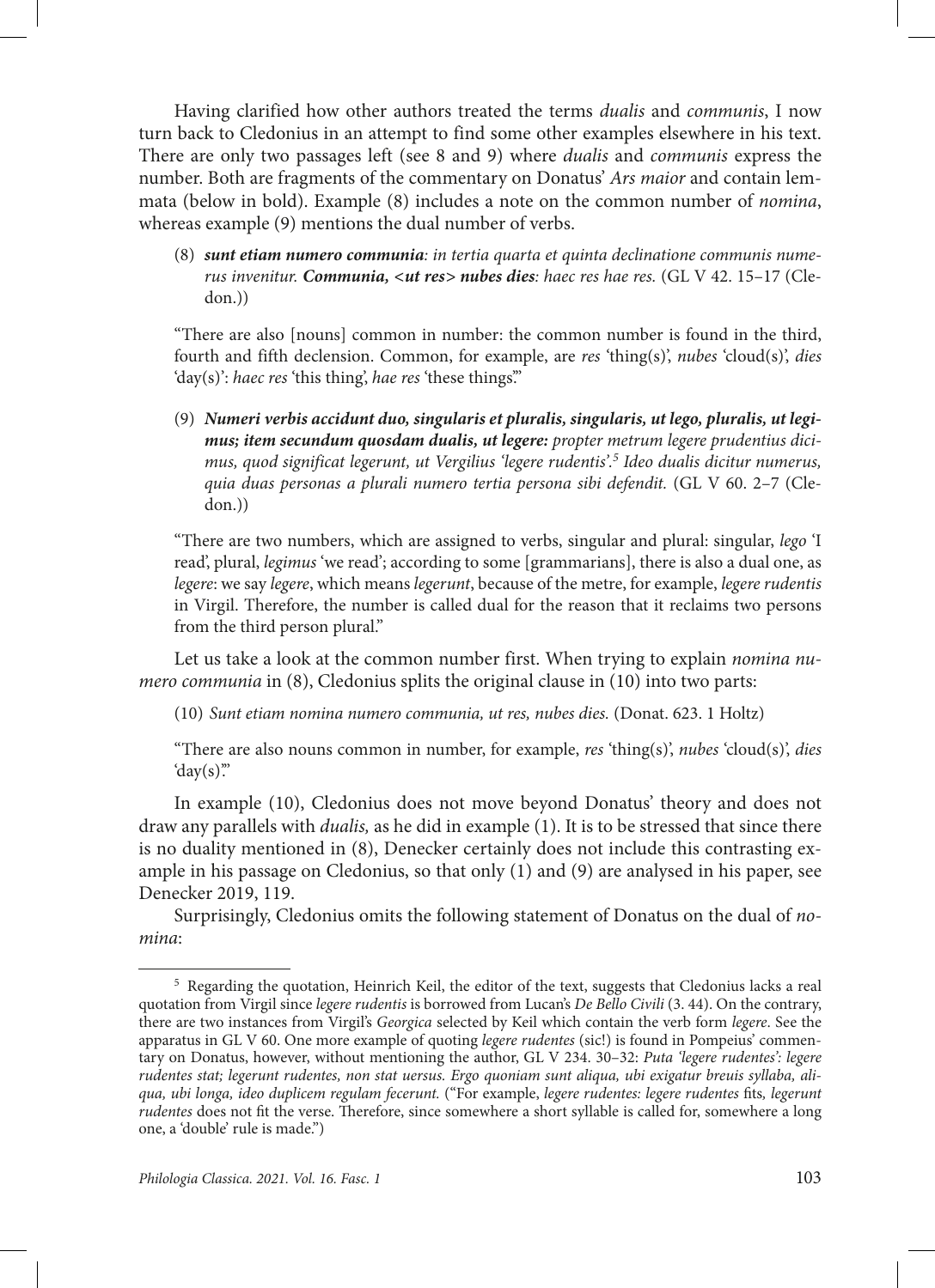Having clarified how other authors treated the terms *dualis* and *communis*, I now turn back to Cledonius in an attempt to find some other examples elsewhere in his text. There are only two passages left (see 8 and 9) where *dualis* and *communis* express the number. Both are fragments of the commentary on Donatus' *Ars maior* and contain lemmata (below in bold). Example (8) includes a note on the common number of *nomina*, whereas example (9) mentions the dual number of verbs.

(8) ***sunt etiam numero communia***: *in tertia quarta et quinta declinatione communis numerus invenitur.* ***Communia, <ut res> nubes dies***: *haec res hae res.* (GL V 42. 15–17 (Cledon.))

"There are also [nouns] common in number: the common number is found in the third, fourth and fifth declension. Common, for example, are *res* 'thing(s)', *nubes* 'cloud(s)', *dies* 'day(s)': *haec res* 'this thing', *hae res* 'these things'."

(9) ***Numeri verbis accidunt duo, singularis et pluralis, singularis, ut lego, pluralis, ut legimus; item secundum quosdam dualis, ut legere:*** *propter metrum legere prudentius dicimus, quod significat legerunt, ut Vergilius 'legere rudentis'.*[5] *Ideo dualis dicitur numerus, quia duas personas a plurali numero tertia persona sibi defendit.* (GL V 60. 2–7 (Cledon.))

"There are two numbers, which are assigned to verbs, singular and plural: singular, *lego* 'I read', plural, *legimus* 'we read'; according to some [grammarians], there is also a dual one, as *legere*: we say *legere*, which means *legerunt*, because of the metre, for example, *legere rudentis* in Virgil. Therefore, the number is called dual for the reason that it reclaims two persons from the third person plural."

Let us take a look at the common number first. When trying to explain *nomina numero communia* in (8), Cledonius splits the original clause in (10) into two parts:

(10) *Sunt etiam nomina numero communia, ut res, nubes dies.* (Donat. 623. 1 Holtz)

"There are also nouns common in number, for example, *res* 'thing(s)', *nubes* 'cloud(s)', *dies* 'day(s)'."

In example (10), Cledonius does not move beyond Donatus' theory and does not draw any parallels with *dualis,* as he did in example (1). It is to be stressed that since there is no duality mentioned in (8), Denecker certainly does not include this contrasting example in his passage on Cledonius, so that only (1) and (9) are analysed in his paper, see Denecker 2019, 119.

Surprisingly, Cledonius omits the following statement of Donatus on the dual of *nomina*:

---

[5] Regarding the quotation, Heinrich Keil, the editor of the text, suggests that Cledonius lacks a real quotation from Virgil since *legere rudentis* is borrowed from Lucan's *De Bello Civili* (3. 44). On the contrary, there are two instances from Virgil's *Georgica* selected by Keil which contain the verb form *legere*. See the apparatus in GL V 60. One more example of quoting *legere rudentes* (sic!) is found in Pompeius' commentary on Donatus, however, without mentioning the author, GL V 234. 30–32: *Puta 'legere rudentes': legere rudentes stat; legerunt rudentes, non stat uersus. Ergo quoniam sunt aliqua, ubi exigatur breuis syllaba, aliqua, ubi longa, ideo duplicem regulam fecerunt.* ("For example, *legere rudentes: legere rudentes* fits, *legerunt rudentes* does not fit the verse. Therefore, since somewhere a short syllable is called for, somewhere a long one, a 'double' rule is made.")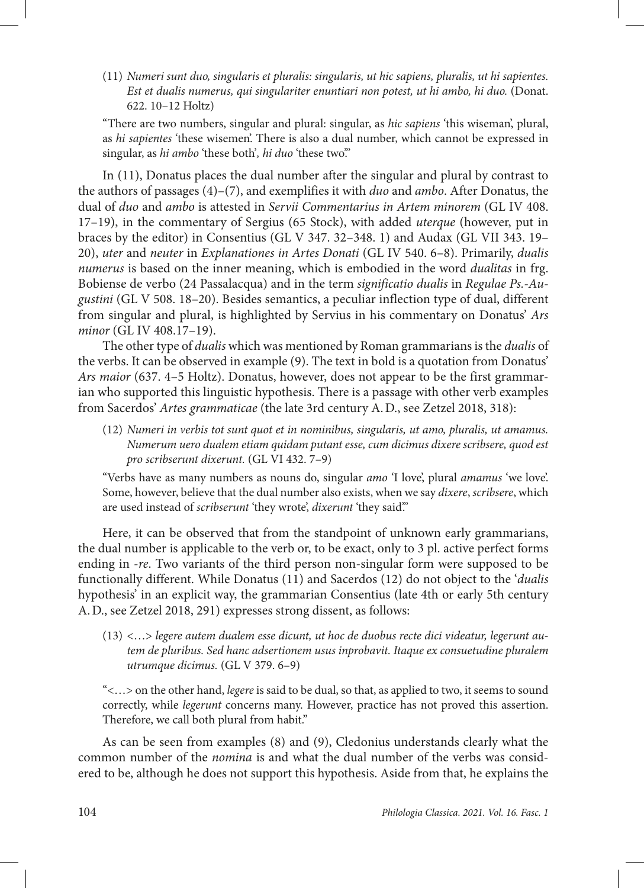(11) *Numeri sunt duo, singularis et pluralis: singularis, ut hic sapiens, pluralis, ut hi sapientes. Est et dualis numerus, qui singulariter enuntiari non potest, ut hi ambo, hi duo.* (Donat. 622. 10–12 Holtz)

"There are two numbers, singular and plural: singular, as *hic sapiens* 'this wiseman', plural, as *hi sapientes* 'these wisemen'. There is also a dual number, which cannot be expressed in singular, as *hi ambo* 'these both', *hi duo* 'these two'."

In (11), Donatus places the dual number after the singular and plural by contrast to the authors of passages (4)–(7), and exemplifies it with *duo* and *ambo*. After Donatus, the dual of *duo* and *ambo* is attested in *Servii Commentarius in Artem minorem* (GL IV 408. 17–19), in the commentary of Sergius (65 Stock), with added *uterque* (however, put in braces by the editor) in Consentius (GL V 347. 32–348. 1) and Audax (GL VII 343. 19–20), *uter* and *neuter* in *Explanationes in Artes Donati* (GL IV 540. 6–8). Primarily, *dualis numerus* is based on the inner meaning, which is embodied in the word *dualitas* in frg. Bobiense de verbo (24 Passalacqua) and in the term *significatio dualis* in *Regulae Ps.-Augustini* (GL V 508. 18–20). Besides semantics, a peculiar inflection type of dual, different from singular and plural, is highlighted by Servius in his commentary on Donatus' *Ars minor* (GL IV 408.17–19).

The other type of *dualis* which was mentioned by Roman grammarians is the *dualis* of the verbs. It can be observed in example (9). The text in bold is a quotation from Donatus' *Ars maior* (637. 4–5 Holtz). Donatus, however, does not appear to be the first grammarian who supported this linguistic hypothesis. There is a passage with other verb examples from Sacerdos' *Artes grammaticae* (the late 3rd century A. D., see Zetzel 2018, 318):

(12) *Numeri in verbis tot sunt quot et in nominibus, singularis, ut amo, pluralis, ut amamus. Numerum uero dualem etiam quidam putant esse, cum dicimus dixere scribsere, quod est pro scribserunt dixerunt.* (GL VI 432. 7–9)

"Verbs have as many numbers as nouns do, singular *amo* 'I love', plural *amamus* 'we love'. Some, however, believe that the dual number also exists, when we say *dixere*, *scribsere*, which are used instead of *scribserunt* 'they wrote', *dixerunt* 'they said'."

Here, it can be observed that from the standpoint of unknown early grammarians, the dual number is applicable to the verb or, to be exact, only to 3 pl. active perfect forms ending in *-re*. Two variants of the third person non-singular form were supposed to be functionally different. While Donatus (11) and Sacerdos (12) do not object to the '*dualis* hypothesis' in an explicit way, the grammarian Consentius (late 4th or early 5th century A. D., see Zetzel 2018, 291) expresses strong dissent, as follows:

(13) *<…> legere autem dualem esse dicunt, ut hoc de duobus recte dici videatur, legerunt autem de pluribus. Sed hanc adsertionem usus inprobavit. Itaque ex consuetudine pluralem utrumque dicimus.* (GL V 379. 6–9)

"<…> on the other hand, *legere* is said to be dual, so that, as applied to two, it seems to sound correctly, while *legerunt* concerns many. However, practice has not proved this assertion. Therefore, we call both plural from habit."

As can be seen from examples (8) and (9), Cledonius understands clearly what the common number of the *nomina* is and what the dual number of the verbs was considered to be, although he does not support this hypothesis. Aside from that, he explains the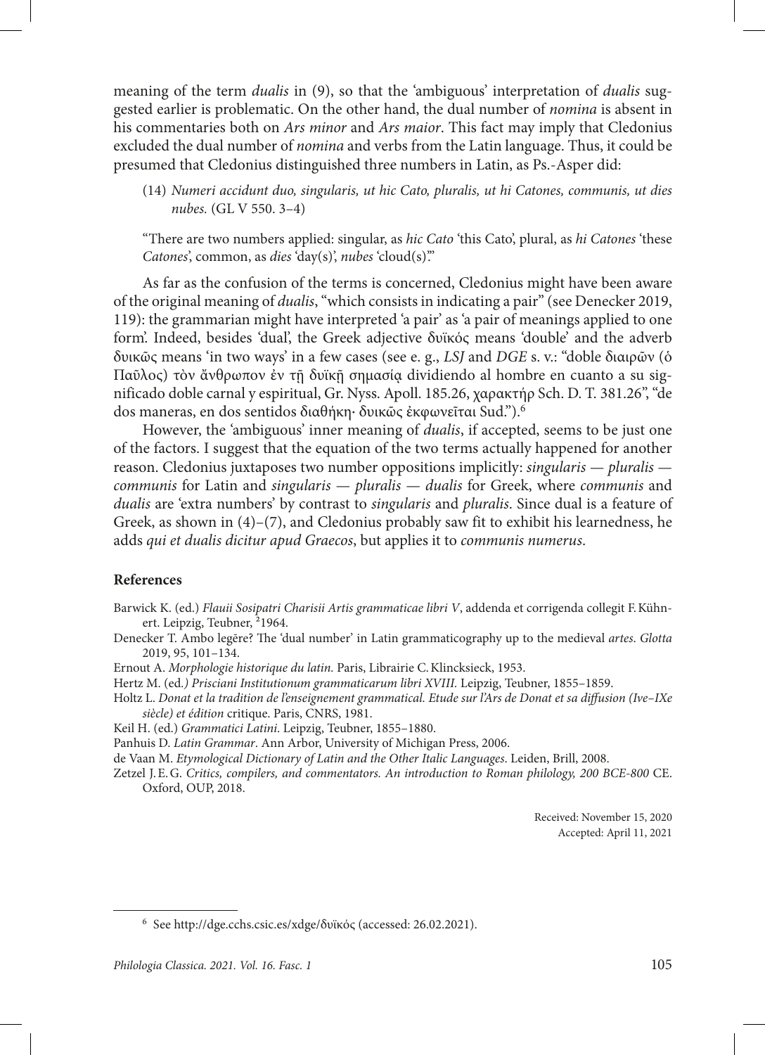meaning of the term *dualis* in (9), so that the 'ambiguous' interpretation of *dualis* suggested earlier is problematic. On the other hand, the dual number of *nomina* is absent in his commentaries both on *Ars minor* and *Ars maior*. This fact may imply that Cledonius excluded the dual number of *nomina* and verbs from the Latin language. Thus, it could be presumed that Cledonius distinguished three numbers in Latin, as Ps.-Asper did:

(14) *Numeri accidunt duo, singularis, ut hic Cato, pluralis, ut hi Catones, communis, ut dies nubes.* (GL V 550. 3–4)

"There are two numbers applied: singular, as *hic Cato* 'this Cato', plural, as *hi Catones* 'these *Catones*', common, as *dies* 'day(s)', *nubes* 'cloud(s)'."

As far as the confusion of the terms is concerned, Cledonius might have been aware of the original meaning of *dualis*, "which consists in indicating a pair" (see Denecker 2019, 119): the grammarian might have interpreted 'a pair' as 'a pair of meanings applied to one form'. Indeed, besides 'dual', the Greek adjective δυϊκός means 'double' and the adverb δυικῶς means 'in two ways' in a few cases (see e. g., *LSJ* and *DGE* s. v.: "doble διαιρῶν (ὁ Παῦλος) τὸν ἄνθρωπον ἐν τῇ δυϊκῇ σημασίᾳ dividiendo al hombre en cuanto a su significado doble carnal y espiritual, Gr. Nyss. Apoll. 185.26, χαρακτήρ Sch. D. T. 381.26", "de dos maneras, en dos sentidos διαθήκη· δυικῶς ἐκφωνεῖται Sud.").[6]

However, the 'ambiguous' inner meaning of *dualis*, if accepted, seems to be just one of the factors. I suggest that the equation of the two terms actually happened for another reason. Cledonius juxtaposes two number oppositions implicitly: *singularis — pluralis — communis* for Latin and *singularis — pluralis — dualis* for Greek, where *communis* and *dualis* are 'extra numbers' by contrast to *singularis* and *pluralis*. Since dual is a feature of Greek, as shown in (4)–(7), and Cledonius probably saw fit to exhibit his learnedness, he adds *qui et dualis dicitur apud Graecos*, but applies it to *communis numerus*.

## References

Barwick K. (ed.) *Flauii Sosipatri Charisii Artis grammaticae libri V*, addenda et corrigenda collegit F. Kühnert. Leipzig, Teubner, ²1964.

Denecker T. Ambo legēre? The 'dual number' in Latin grammaticography up to the medieval *artes*. *Glotta* 2019, 95, 101–134.

Ernout A. *Morphologie historique du latin.* Paris, Librairie C. Klincksieck, 1953.

Hertz M. (ed*.) Prisciani Institutionum grammaticarum libri XVIII.* Leipzig, Teubner, 1855–1859.

Holtz L. *Donat et la tradition de l'enseignement grammatical. Etude sur l'Ars de Donat et sa diffusion (Ive–IXe siècle) et édition* critique. Paris, CNRS, 1981.

Keil H. (ed.) *Grammatici Latini*. Leipzig, Teubner, 1855–1880.

Panhuis D. *Latin Grammar*. Ann Arbor, University of Michigan Press, 2006.

de Vaan M. *Etymological Dictionary of Latin and the Other Italic Languages*. Leiden, Brill, 2008.

Zetzel J. E. G. *Critics, compilers, and commentators. An introduction to Roman philology, 200 BCE-800* CE. Oxford, OUP, 2018.

Received: November 15, 2020
Accepted: April 11, 2021

[6] See http://dge.cchs.csic.es/xdge/δυϊκός (accessed: 26.02.2021).